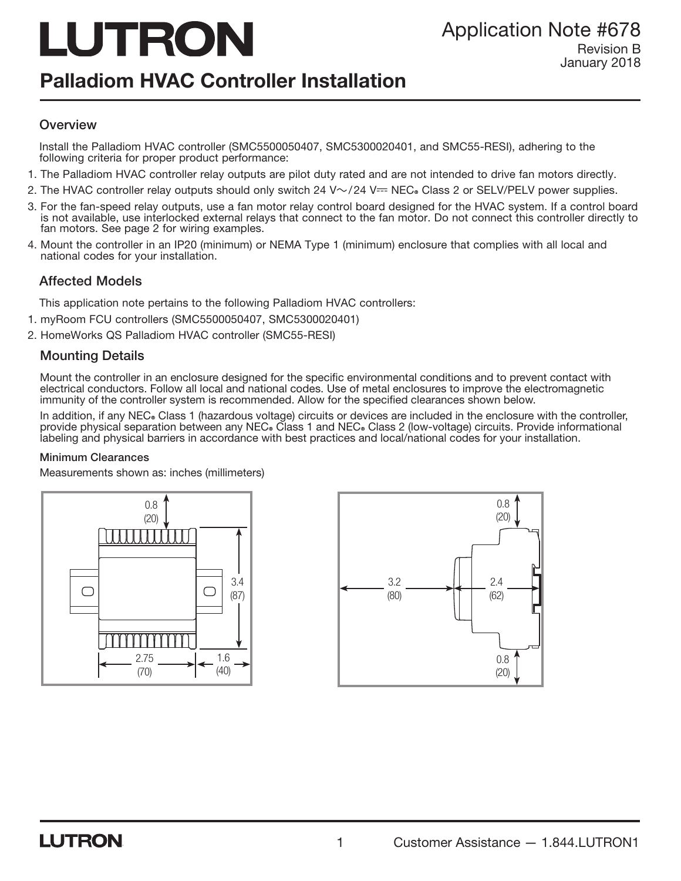# LUTRON

Application Note #678
Revision B
January 2018

## Palladiom HVAC Controller Installation

### Overview

Install the Palladiom HVAC controller (SMC5500050407, SMC5300020401, and SMC55-RESI), adhering to the following criteria for proper product performance:

1. The Palladiom HVAC controller relay outputs are pilot duty rated and are not intended to drive fan motors directly.
2. The HVAC controller relay outputs should only switch 24 V~/24 V⎓ NEC® Class 2 or SELV/PELV power supplies.
3. For the fan-speed relay outputs, use a fan motor relay control board designed for the HVAC system. If a control board is not available, use interlocked external relays that connect to the fan motor. Do not connect this controller directly to fan motors. See page 2 for wiring examples.
4. Mount the controller in an IP20 (minimum) or NEMA Type 1 (minimum) enclosure that complies with all local and national codes for your installation.

### Affected Models

This application note pertains to the following Palladiom HVAC controllers:

1. myRoom FCU controllers (SMC5500050407, SMC5300020401)
2. HomeWorks QS Palladiom HVAC controller (SMC55-RESI)

### Mounting Details

Mount the controller in an enclosure designed for the specific environmental conditions and to prevent contact with electrical conductors. Follow all local and national codes. Use of metal enclosures to improve the electromagnetic immunity of the controller system is recommended. Allow for the specified clearances shown below.

In addition, if any NEC® Class 1 (hazardous voltage) circuits or devices are included in the enclosure with the controller, provide physical separation between any NEC® Class 1 and NEC® Class 2 (low-voltage) circuits. Provide informational labeling and physical barriers in accordance with best practices and local/national codes for your installation.

#### Minimum Clearances

Measurements shown as: inches (millimeters)

Front view: 0.8 (20) above; height 3.4 (87); width 2.75 (70); 1.6 (40) to the side.

Side view: 0.8 (20) above; 0.8 (20) below; 3.2 (80) in front; depth 2.4 (62).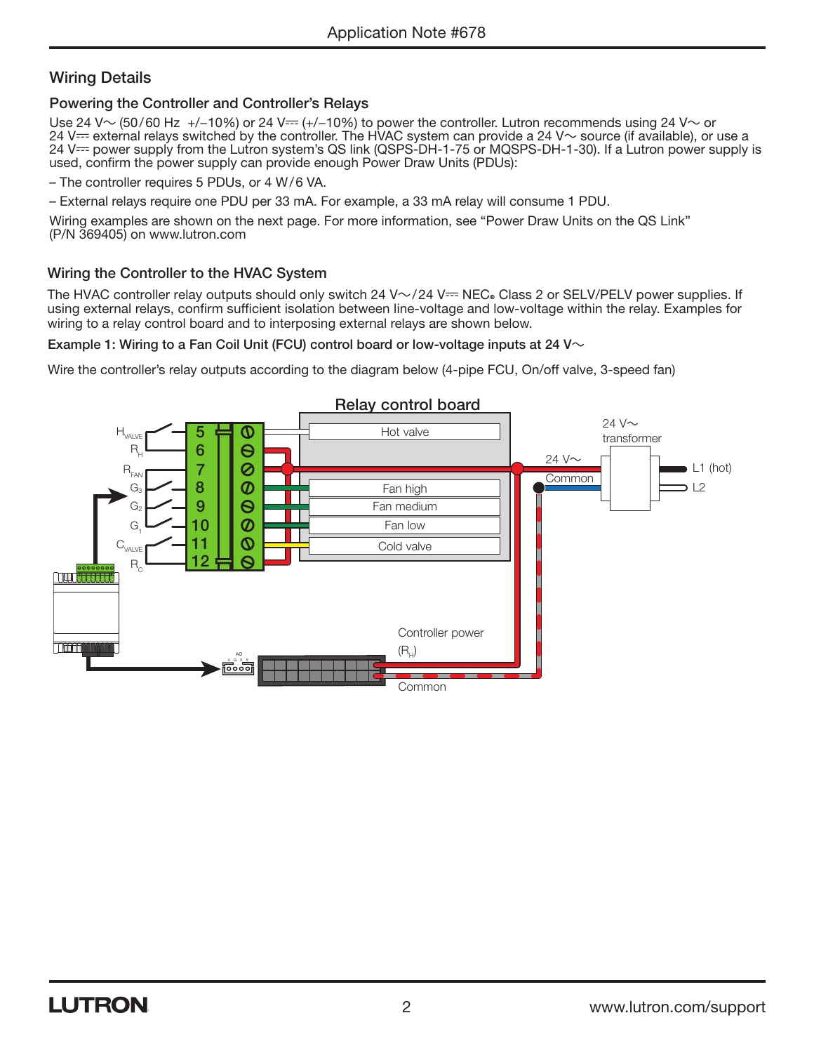## Wiring Details

### Powering the Controller and Controller's Relays

Use 24 V~ (50/60 Hz +/–10%) or 24 V⎓ (+/–10%) to power the controller. Lutron recommends using 24 V~ or 24 V⎓ external relays switched by the controller. The HVAC system can provide a 24 V~ source (if available), or use a 24 V⎓ power supply from the Lutron system's QS link (QSPS-DH-1-75 or MQSPS-DH-1-30). If a Lutron power supply is used, confirm the power supply can provide enough Power Draw Units (PDUs):

– The controller requires 5 PDUs, or 4 W/6 VA.

– External relays require one PDU per 33 mA. For example, a 33 mA relay will consume 1 PDU.

Wiring examples are shown on the next page. For more information, see "Power Draw Units on the QS Link" (P/N 369405) on www.lutron.com

### Wiring the Controller to the HVAC System

The HVAC controller relay outputs should only switch 24 V~/24 V⎓ NEC® Class 2 or SELV/PELV power supplies. If using external relays, confirm sufficient isolation between line-voltage and low-voltage within the relay. Examples for wiring to a relay control board and to interposing external relays are shown below.

**Example 1: Wiring to a Fan Coil Unit (FCU) control board or low-voltage inputs at 24 V~**

Wire the controller's relay outputs according to the diagram below (4-pipe FCU, On/off valve, 3-speed fan)

Relay control board

$H_{VALVE}$ 5 — Hot valve
$R_H$ 6
$R_{FAN}$ 7
$G_3$ 8 — Fan high
$G_2$ 9 — Fan medium
$G_1$ 10 — Fan low
$C_{VALVE}$ 11 — Cold valve
$R_C$ 12

24 V~ transformer — 24 V~, Common, L1 (hot), L2

Controller power ($R_H$)

Common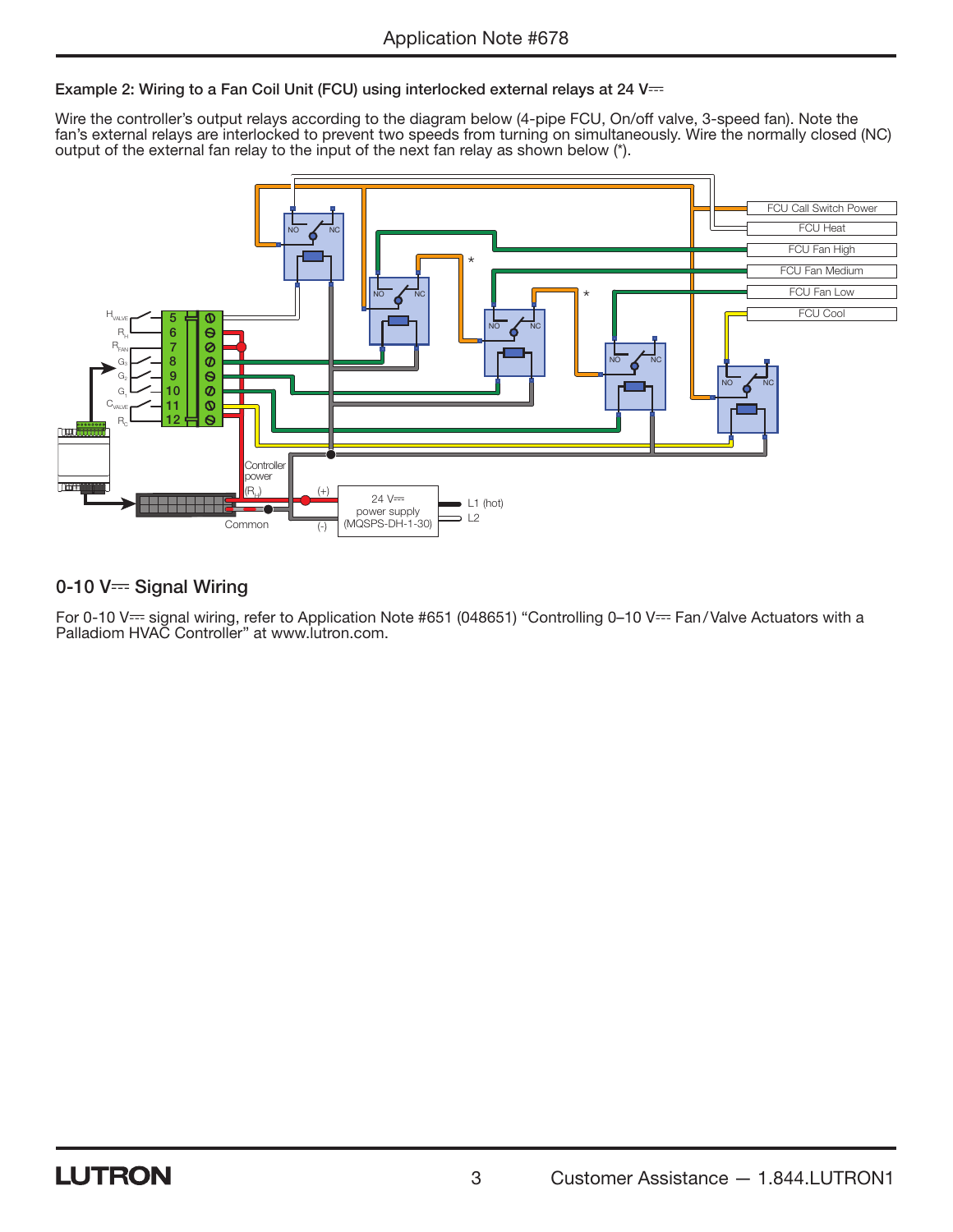### Example 2: Wiring to a Fan Coil Unit (FCU) using interlocked external relays at 24 V⎓

Wire the controller's output relays according to the diagram below (4-pipe FCU, On/off valve, 3-speed fan). Note the fan's external relays are interlocked to prevent two speeds from turning on simultaneously. Wire the normally closed (NC) output of the external fan relay to the input of the next fan relay as shown below (*).

## 0-10 V⎓ Signal Wiring

For 0-10 V⎓ signal wiring, refer to Application Note #651 (048651) "Controlling 0–10 V⎓ Fan/Valve Actuators with a Palladiom HVAC Controller" at www.lutron.com.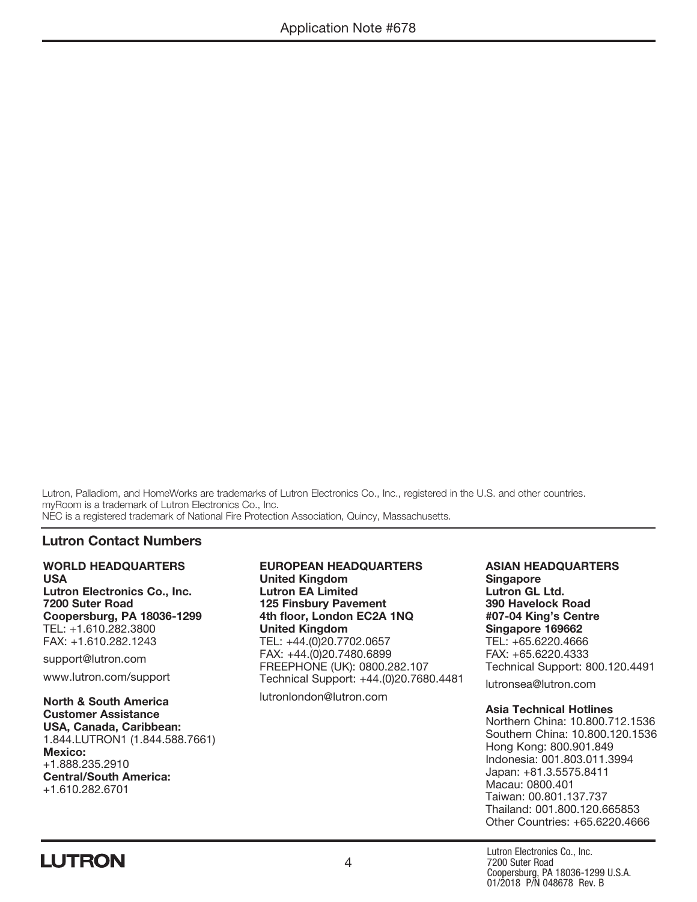Lutron, Palladiom, and HomeWorks are trademarks of Lutron Electronics Co., Inc., registered in the U.S. and other countries.
myRoom is a trademark of Lutron Electronics Co., Inc.
NEC is a registered trademark of National Fire Protection Association, Quincy, Massachusetts.

## Lutron Contact Numbers

**WORLD HEADQUARTERS**
**USA**
**Lutron Electronics Co., Inc.**
**7200 Suter Road**
**Coopersburg, PA 18036-1299**
TEL: +1.610.282.3800
FAX: +1.610.282.1243

support@lutron.com

www.lutron.com/support

**North & South America**
**Customer Assistance**
**USA, Canada, Caribbean:**
1.844.LUTRON1 (1.844.588.7661)
**Mexico:**
+1.888.235.2910
**Central/South America:**
+1.610.282.6701

**EUROPEAN HEADQUARTERS**
**United Kingdom**
**Lutron EA Limited**
**125 Finsbury Pavement**
**4th floor, London EC2A 1NQ**
**United Kingdom**
TEL: +44.(0)20.7702.0657
FAX: +44.(0)20.7480.6899
FREEPHONE (UK): 0800.282.107
Technical Support: +44.(0)20.7680.4481

lutronlondon@lutron.com

**ASIAN HEADQUARTERS**
**Singapore**
**Lutron GL Ltd.**
**390 Havelock Road**
**#07-04 King's Centre**
**Singapore 169662**
TEL: +65.6220.4666
FAX: +65.6220.4333
Technical Support: 800.120.4491

lutronsea@lutron.com

**Asia Technical Hotlines**
Northern China: 10.800.712.1536
Southern China: 10.800.120.1536
Hong Kong: 800.901.849
Indonesia: 001.803.011.3994
Japan: +81.3.5575.8411
Macau: 0800.401
Taiwan: 00.801.137.737
Thailand: 001.800.120.665853
Other Countries: +65.6220.4666

LUTRON

Lutron Electronics Co., Inc.
7200 Suter Road
Coopersburg, PA 18036-1299 U.S.A.
01/2018 P/N 048678 Rev. B